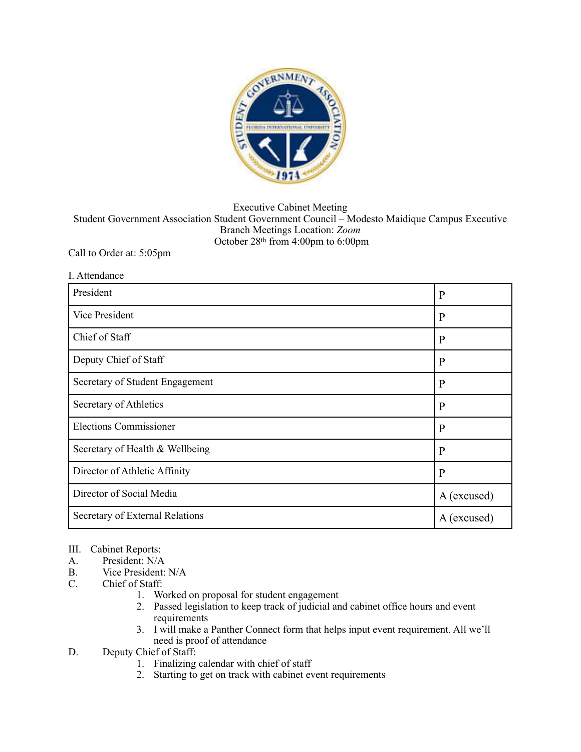Executive Cabinet Meeting
Student Government Association Student Government Council – Modesto Maidique Campus Executive Branch Meetings Location: *Zoom*
October 28th from 4:00pm to 6:00pm

Call to Order at: 5:05pm

I. Attendance

| | |
|---|---|
| President | P |
| Vice President | P |
| Chief of Staff | P |
| Deputy Chief of Staff | P |
| Secretary of Student Engagement | P |
| Secretary of Athletics | P |
| Elections Commissioner | P |
| Secretary of Health & Wellbeing | P |
| Director of Athletic Affinity | P |
| Director of Social Media | A (excused) |
| Secretary of External Relations | A (excused) |

III. Cabinet Reports:

A. President: N/A

B. Vice President: N/A

C. Chief of Staff:
   1. Worked on proposal for student engagement
   2. Passed legislation to keep track of judicial and cabinet office hours and event requirements
   3. I will make a Panther Connect form that helps input event requirement. All we'll need is proof of attendance

D. Deputy Chief of Staff:
   1. Finalizing calendar with chief of staff
   2. Starting to get on track with cabinet event requirements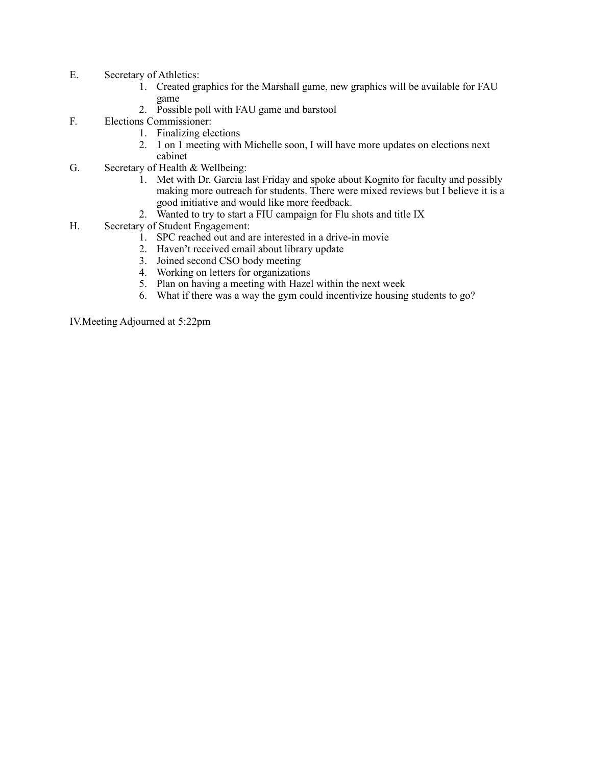E. Secretary of Athletics:
   1. Created graphics for the Marshall game, new graphics will be available for FAU game
   2. Possible poll with FAU game and barstool

F. Elections Commissioner:
   1. Finalizing elections
   2. 1 on 1 meeting with Michelle soon, I will have more updates on elections next cabinet

G. Secretary of Health & Wellbeing:
   1. Met with Dr. Garcia last Friday and spoke about Kognito for faculty and possibly making more outreach for students. There were mixed reviews but I believe it is a good initiative and would like more feedback.
   2. Wanted to try to start a FIU campaign for Flu shots and title IX

H. Secretary of Student Engagement:
   1. SPC reached out and are interested in a drive-in movie
   2. Haven't received email about library update
   3. Joined second CSO body meeting
   4. Working on letters for organizations
   5. Plan on having a meeting with Hazel within the next week
   6. What if there was a way the gym could incentivize housing students to go?

IV.Meeting Adjourned at 5:22pm